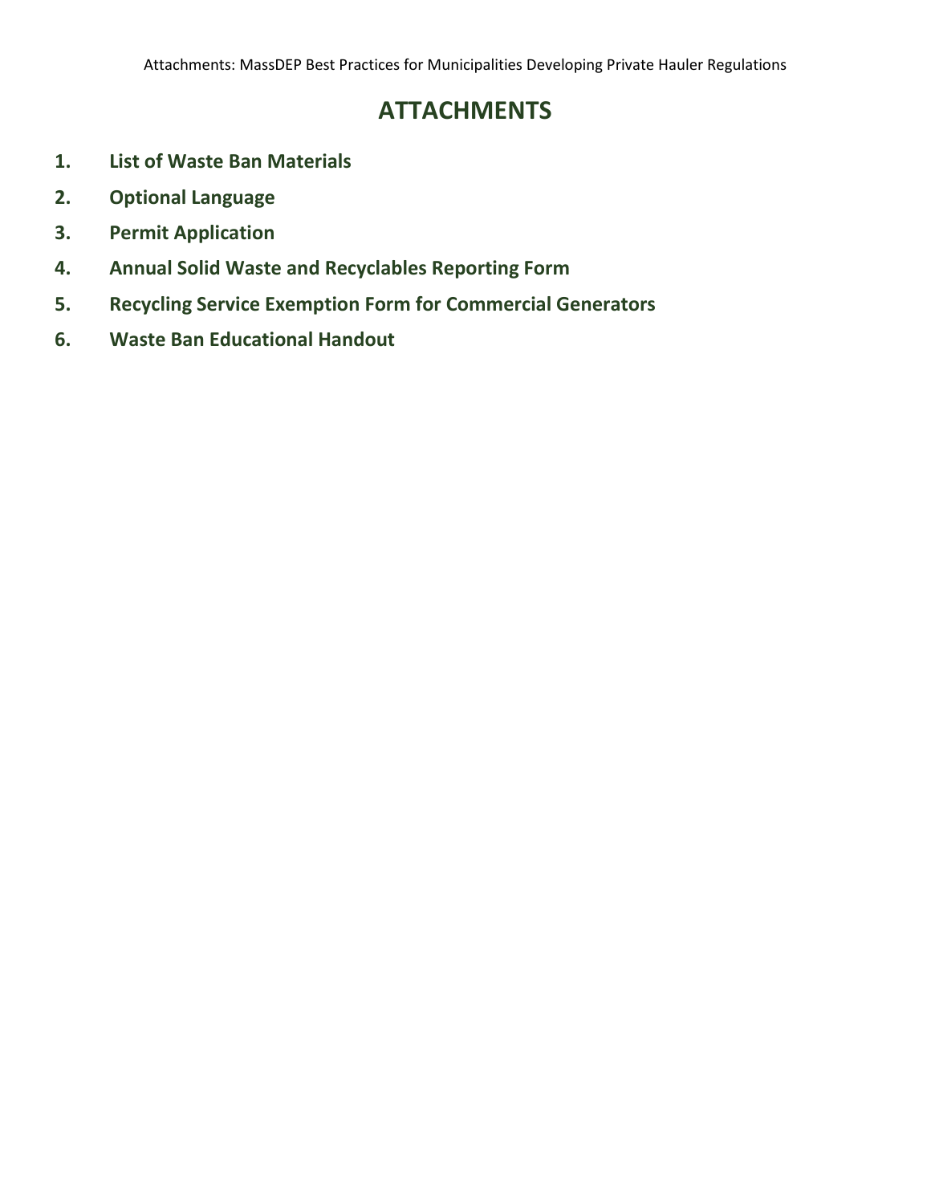# ATTACHMENTS

1. **List of Waste Ban Materials**
2. **Optional Language**
3. **Permit Application**
4. **Annual Solid Waste and Recyclables Reporting Form**
5. **Recycling Service Exemption Form for Commercial Generators**
6. **Waste Ban Educational Handout**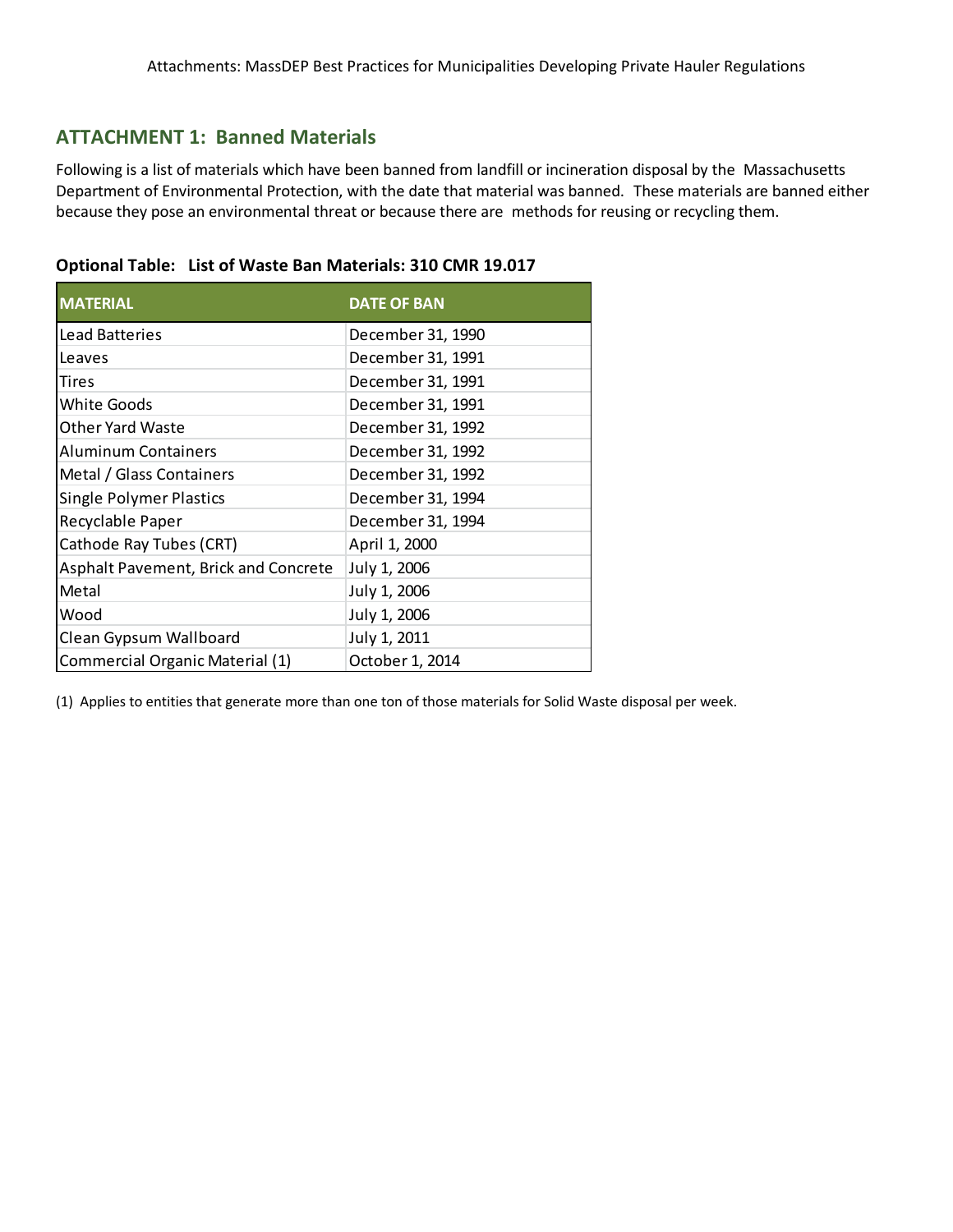## ATTACHMENT 1: Banned Materials

Following is a list of materials which have been banned from landfill or incineration disposal by the Massachusetts Department of Environmental Protection, with the date that material was banned. These materials are banned either because they pose an environmental threat or because there are methods for reusing or recycling them.

**Optional Table: List of Waste Ban Materials: 310 CMR 19.017**

| MATERIAL | DATE OF BAN |
|---|---|
| Lead Batteries | December 31, 1990 |
| Leaves | December 31, 1991 |
| Tires | December 31, 1991 |
| White Goods | December 31, 1991 |
| Other Yard Waste | December 31, 1992 |
| Aluminum Containers | December 31, 1992 |
| Metal / Glass Containers | December 31, 1992 |
| Single Polymer Plastics | December 31, 1994 |
| Recyclable Paper | December 31, 1994 |
| Cathode Ray Tubes (CRT) | April 1, 2000 |
| Asphalt Pavement, Brick and Concrete | July 1, 2006 |
| Metal | July 1, 2006 |
| Wood | July 1, 2006 |
| Clean Gypsum Wallboard | July 1, 2011 |
| Commercial Organic Material (1) | October 1, 2014 |

(1) Applies to entities that generate more than one ton of those materials for Solid Waste disposal per week.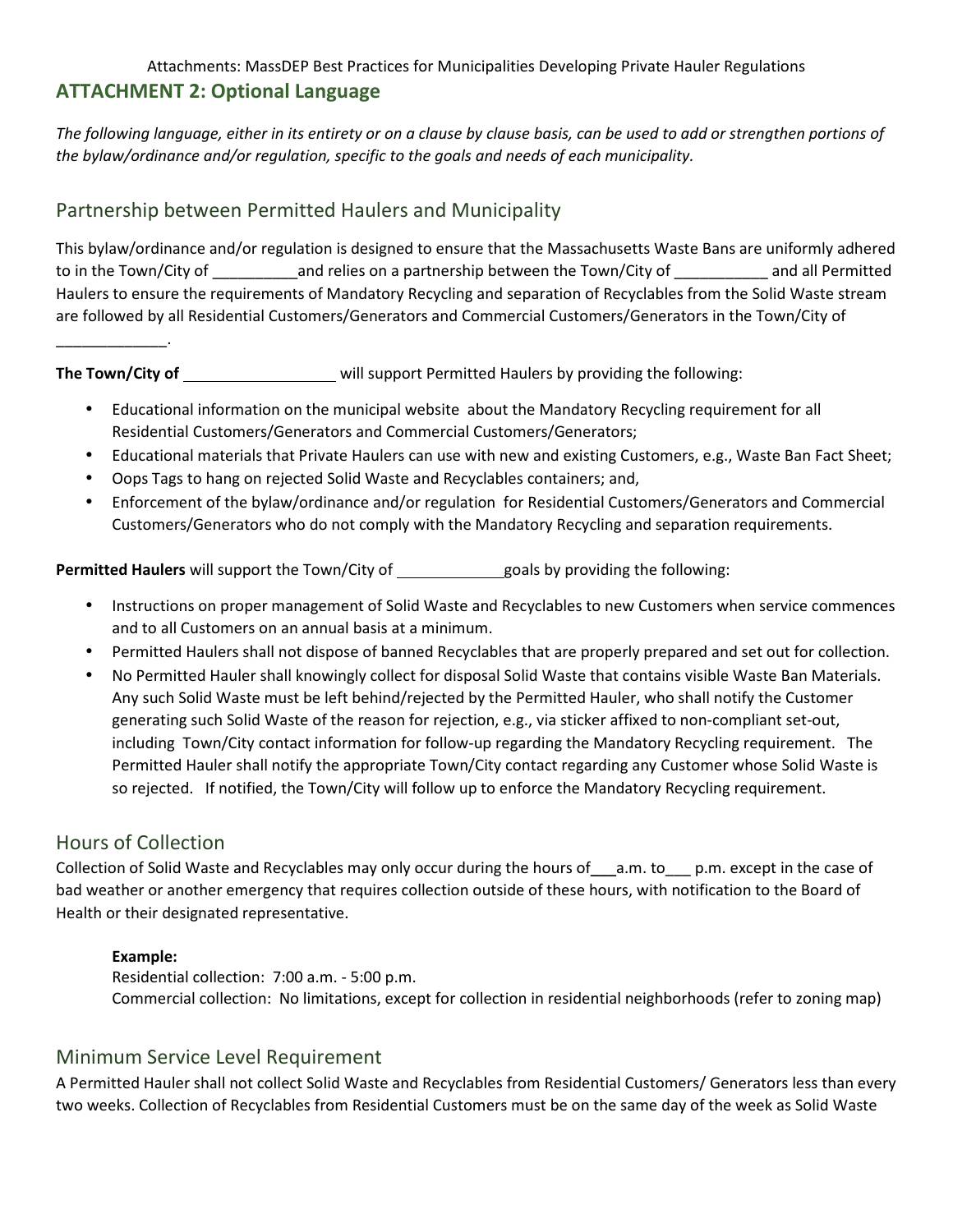## ATTACHMENT 2: Optional Language

*The following language, either in its entirety or on a clause by clause basis, can be used to add or strengthen portions of the bylaw/ordinance and/or regulation, specific to the goals and needs of each municipality.*

### Partnership between Permitted Haulers and Municipality

This bylaw/ordinance and/or regulation is designed to ensure that the Massachusetts Waste Bans are uniformly adhered to in the Town/City of __________and relies on a partnership between the Town/City of ___________ and all Permitted Haulers to ensure the requirements of Mandatory Recycling and separation of Recyclables from the Solid Waste stream are followed by all Residential Customers/Generators and Commercial Customers/Generators in the Town/City of _____________.

**The Town/City of** __________________ will support Permitted Haulers by providing the following:

- Educational information on the municipal website about the Mandatory Recycling requirement for all Residential Customers/Generators and Commercial Customers/Generators;
- Educational materials that Private Haulers can use with new and existing Customers, e.g., Waste Ban Fact Sheet;
- Oops Tags to hang on rejected Solid Waste and Recyclables containers; and,
- Enforcement of the bylaw/ordinance and/or regulation for Residential Customers/Generators and Commercial Customers/Generators who do not comply with the Mandatory Recycling and separation requirements.

**Permitted Haulers** will support the Town/City of _____________goals by providing the following:

- Instructions on proper management of Solid Waste and Recyclables to new Customers when service commences and to all Customers on an annual basis at a minimum.
- Permitted Haulers shall not dispose of banned Recyclables that are properly prepared and set out for collection.
- No Permitted Hauler shall knowingly collect for disposal Solid Waste that contains visible Waste Ban Materials. Any such Solid Waste must be left behind/rejected by the Permitted Hauler, who shall notify the Customer generating such Solid Waste of the reason for rejection, e.g., via sticker affixed to non-compliant set-out, including Town/City contact information for follow-up regarding the Mandatory Recycling requirement. The Permitted Hauler shall notify the appropriate Town/City contact regarding any Customer whose Solid Waste is so rejected. If notified, the Town/City will follow up to enforce the Mandatory Recycling requirement.

### Hours of Collection

Collection of Solid Waste and Recyclables may only occur during the hours of___a.m. to___ p.m. except in the case of bad weather or another emergency that requires collection outside of these hours, with notification to the Board of Health or their designated representative.

**Example:**
Residential collection: 7:00 a.m. - 5:00 p.m.
Commercial collection: No limitations, except for collection in residential neighborhoods (refer to zoning map)

### Minimum Service Level Requirement

A Permitted Hauler shall not collect Solid Waste and Recyclables from Residential Customers/ Generators less than every two weeks. Collection of Recyclables from Residential Customers must be on the same day of the week as Solid Waste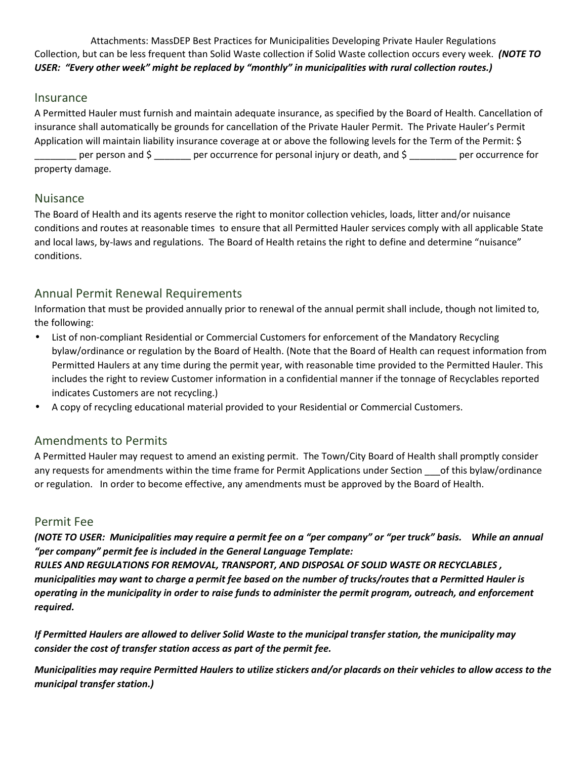Collection, but can be less frequent than Solid Waste collection if Solid Waste collection occurs every week. ***(NOTE TO USER: "Every other week" might be replaced by "monthly" in municipalities with rural collection routes.)***

## Insurance

A Permitted Hauler must furnish and maintain adequate insurance, as specified by the Board of Health. Cancellation of insurance shall automatically be grounds for cancellation of the Private Hauler Permit. The Private Hauler's Permit Application will maintain liability insurance coverage at or above the following levels for the Term of the Permit: $ ________ per person and $ _______ per occurrence for personal injury or death, and $ _________ per occurrence for property damage.

## Nuisance

The Board of Health and its agents reserve the right to monitor collection vehicles, loads, litter and/or nuisance conditions and routes at reasonable times to ensure that all Permitted Hauler services comply with all applicable State and local laws, by-laws and regulations. The Board of Health retains the right to define and determine "nuisance" conditions.

## Annual Permit Renewal Requirements

Information that must be provided annually prior to renewal of the annual permit shall include, though not limited to, the following:

- List of non-compliant Residential or Commercial Customers for enforcement of the Mandatory Recycling bylaw/ordinance or regulation by the Board of Health. (Note that the Board of Health can request information from Permitted Haulers at any time during the permit year, with reasonable time provided to the Permitted Hauler. This includes the right to review Customer information in a confidential manner if the tonnage of Recyclables reported indicates Customers are not recycling.)
- A copy of recycling educational material provided to your Residential or Commercial Customers.

## Amendments to Permits

A Permitted Hauler may request to amend an existing permit. The Town/City Board of Health shall promptly consider any requests for amendments within the time frame for Permit Applications under Section ___of this bylaw/ordinance or regulation. In order to become effective, any amendments must be approved by the Board of Health.

## Permit Fee

***(NOTE TO USER: Municipalities may require a permit fee on a "per company" or "per truck" basis. While an annual "per company" permit fee is included in the General Language Template:***
***RULES AND REGULATIONS FOR REMOVAL, TRANSPORT, AND DISPOSAL OF SOLID WASTE OR RECYCLABLES , municipalities may want to charge a permit fee based on the number of trucks/routes that a Permitted Hauler is operating in the municipality in order to raise funds to administer the permit program, outreach, and enforcement required.***

***If Permitted Haulers are allowed to deliver Solid Waste to the municipal transfer station, the municipality may consider the cost of transfer station access as part of the permit fee.***

***Municipalities may require Permitted Haulers to utilize stickers and/or placards on their vehicles to allow access to the municipal transfer station.)***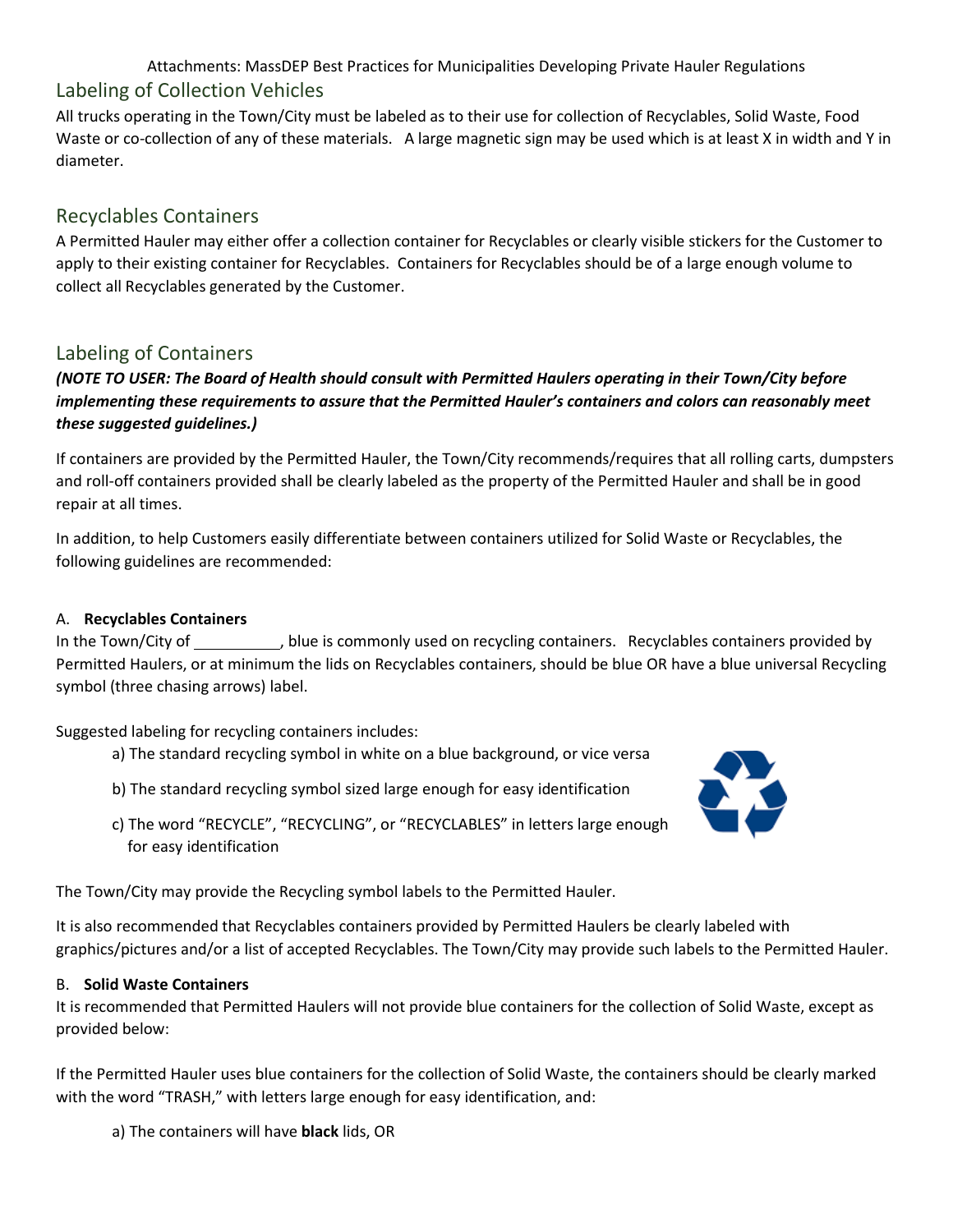Attachments: MassDEP Best Practices for Municipalities Developing Private Hauler Regulations

## Labeling of Collection Vehicles

All trucks operating in the Town/City must be labeled as to their use for collection of Recyclables, Solid Waste, Food Waste or co-collection of any of these materials. A large magnetic sign may be used which is at least X in width and Y in diameter.

## Recyclables Containers

A Permitted Hauler may either offer a collection container for Recyclables or clearly visible stickers for the Customer to apply to their existing container for Recyclables. Containers for Recyclables should be of a large enough volume to collect all Recyclables generated by the Customer.

## Labeling of Containers

***(NOTE TO USER: The Board of Health should consult with Permitted Haulers operating in their Town/City before implementing these requirements to assure that the Permitted Hauler's containers and colors can reasonably meet these suggested guidelines.)***

If containers are provided by the Permitted Hauler, the Town/City recommends/requires that all rolling carts, dumpsters and roll-off containers provided shall be clearly labeled as the property of the Permitted Hauler and shall be in good repair at all times.

In addition, to help Customers easily differentiate between containers utilized for Solid Waste or Recyclables, the following guidelines are recommended:

A. **Recyclables Containers**

In the Town/City of __________, blue is commonly used on recycling containers. Recyclables containers provided by Permitted Haulers, or at minimum the lids on Recyclables containers, should be blue OR have a blue universal Recycling symbol (three chasing arrows) label.

Suggested labeling for recycling containers includes:

a) The standard recycling symbol in white on a blue background, or vice versa

b) The standard recycling symbol sized large enough for easy identification

c) The word "RECYCLE", "RECYCLING", or "RECYCLABLES" in letters large enough for easy identification

The Town/City may provide the Recycling symbol labels to the Permitted Hauler.

It is also recommended that Recyclables containers provided by Permitted Haulers be clearly labeled with graphics/pictures and/or a list of accepted Recyclables. The Town/City may provide such labels to the Permitted Hauler.

B. **Solid Waste Containers**

It is recommended that Permitted Haulers will not provide blue containers for the collection of Solid Waste, except as provided below:

If the Permitted Hauler uses blue containers for the collection of Solid Waste, the containers should be clearly marked with the word "TRASH," with letters large enough for easy identification, and:

a) The containers will have **black** lids, OR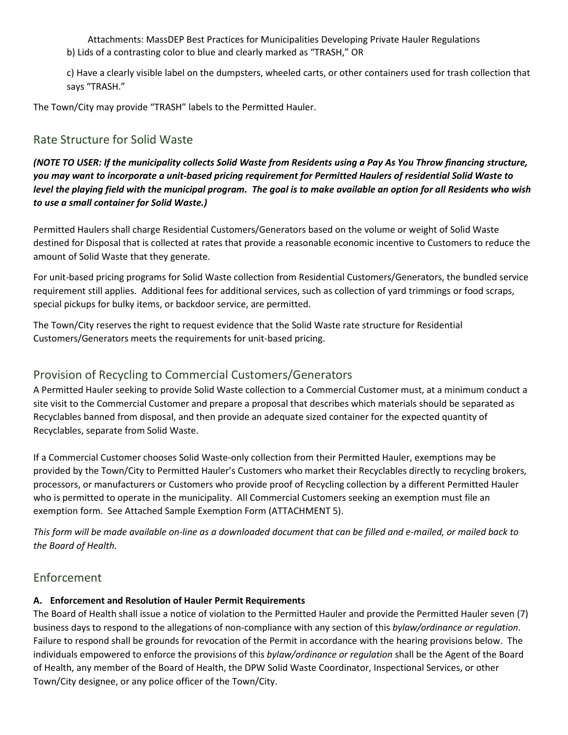Attachments: MassDEP Best Practices for Municipalities Developing Private Hauler Regulations

b) Lids of a contrasting color to blue and clearly marked as "TRASH," OR

c) Have a clearly visible label on the dumpsters, wheeled carts, or other containers used for trash collection that says "TRASH."

The Town/City may provide "TRASH" labels to the Permitted Hauler.

## Rate Structure for Solid Waste

***(NOTE TO USER: If the municipality collects Solid Waste from Residents using a Pay As You Throw financing structure, you may want to incorporate a unit-based pricing requirement for Permitted Haulers of residential Solid Waste to level the playing field with the municipal program. The goal is to make available an option for all Residents who wish to use a small container for Solid Waste.)***

Permitted Haulers shall charge Residential Customers/Generators based on the volume or weight of Solid Waste destined for Disposal that is collected at rates that provide a reasonable economic incentive to Customers to reduce the amount of Solid Waste that they generate.

For unit-based pricing programs for Solid Waste collection from Residential Customers/Generators, the bundled service requirement still applies. Additional fees for additional services, such as collection of yard trimmings or food scraps, special pickups for bulky items, or backdoor service, are permitted.

The Town/City reserves the right to request evidence that the Solid Waste rate structure for Residential Customers/Generators meets the requirements for unit-based pricing.

## Provision of Recycling to Commercial Customers/Generators

A Permitted Hauler seeking to provide Solid Waste collection to a Commercial Customer must, at a minimum conduct a site visit to the Commercial Customer and prepare a proposal that describes which materials should be separated as Recyclables banned from disposal, and then provide an adequate sized container for the expected quantity of Recyclables, separate from Solid Waste.

If a Commercial Customer chooses Solid Waste-only collection from their Permitted Hauler, exemptions may be provided by the Town/City to Permitted Hauler's Customers who market their Recyclables directly to recycling brokers, processors, or manufacturers or Customers who provide proof of Recycling collection by a different Permitted Hauler who is permitted to operate in the municipality. All Commercial Customers seeking an exemption must file an exemption form. See Attached Sample Exemption Form (ATTACHMENT 5).

*This form will be made available on-line as a downloaded document that can be filled and e-mailed, or mailed back to the Board of Health.*

## Enforcement

### A. Enforcement and Resolution of Hauler Permit Requirements

The Board of Health shall issue a notice of violation to the Permitted Hauler and provide the Permitted Hauler seven (7) business days to respond to the allegations of non-compliance with any section of this *bylaw/ordinance or regulation*. Failure to respond shall be grounds for revocation of the Permit in accordance with the hearing provisions below. The individuals empowered to enforce the provisions of this *bylaw/ordinance or regulation* shall be the Agent of the Board of Health, any member of the Board of Health, the DPW Solid Waste Coordinator, Inspectional Services, or other Town/City designee, or any police officer of the Town/City.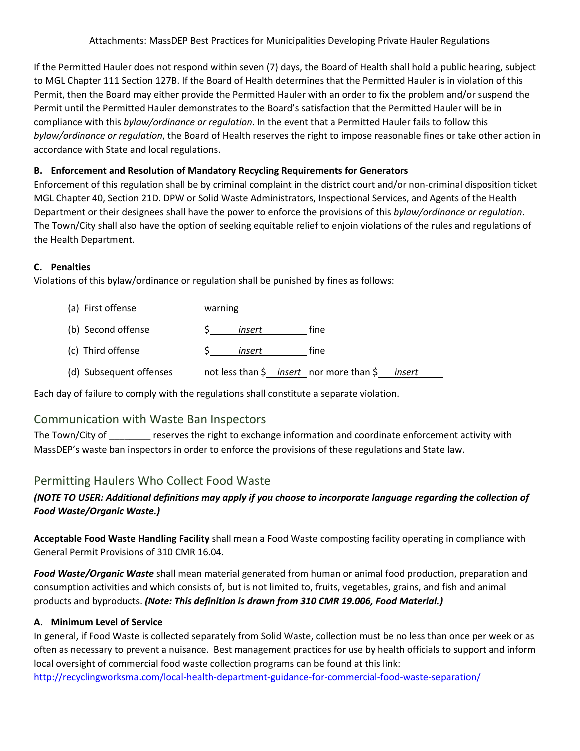If the Permitted Hauler does not respond within seven (7) days, the Board of Health shall hold a public hearing, subject to MGL Chapter 111 Section 127B. If the Board of Health determines that the Permitted Hauler is in violation of this Permit, then the Board may either provide the Permitted Hauler with an order to fix the problem and/or suspend the Permit until the Permitted Hauler demonstrates to the Board's satisfaction that the Permitted Hauler will be in compliance with this *bylaw/ordinance or regulation*. In the event that a Permitted Hauler fails to follow this *bylaw/ordinance or regulation*, the Board of Health reserves the right to impose reasonable fines or take other action in accordance with State and local regulations.

**B. Enforcement and Resolution of Mandatory Recycling Requirements for Generators**

Enforcement of this regulation shall be by criminal complaint in the district court and/or non-criminal disposition ticket MGL Chapter 40, Section 21D. DPW or Solid Waste Administrators, Inspectional Services, and Agents of the Health Department or their designees shall have the power to enforce the provisions of this *bylaw/ordinance or regulation*. The Town/City shall also have the option of seeking equitable relief to enjoin violations of the rules and regulations of the Health Department.

**C. Penalties**

Violations of this bylaw/ordinance or regulation shall be punished by fines as follows:

(a) First offense — warning

(b) Second offense — $ *insert* fine

(c) Third offense — $ *insert* fine

(d) Subsequent offenses — not less than $ *insert* nor more than $ *insert*

Each day of failure to comply with the regulations shall constitute a separate violation.

## Communication with Waste Ban Inspectors

The Town/City of ________ reserves the right to exchange information and coordinate enforcement activity with MassDEP's waste ban inspectors in order to enforce the provisions of these regulations and State law.

## Permitting Haulers Who Collect Food Waste

***(NOTE TO USER: Additional definitions may apply if you choose to incorporate language regarding the collection of Food Waste/Organic Waste.)***

**Acceptable Food Waste Handling Facility** shall mean a Food Waste composting facility operating in compliance with General Permit Provisions of 310 CMR 16.04.

***Food Waste/Organic Waste*** shall mean material generated from human or animal food production, preparation and consumption activities and which consists of, but is not limited to, fruits, vegetables, grains, and fish and animal products and byproducts. ***(Note: This definition is drawn from 310 CMR 19.006, Food Material.)***

**A. Minimum Level of Service**

In general, if Food Waste is collected separately from Solid Waste, collection must be no less than once per week or as often as necessary to prevent a nuisance. Best management practices for use by health officials to support and inform local oversight of commercial food waste collection programs can be found at this link: http://recyclingworksma.com/local-health-department-guidance-for-commercial-food-waste-separation/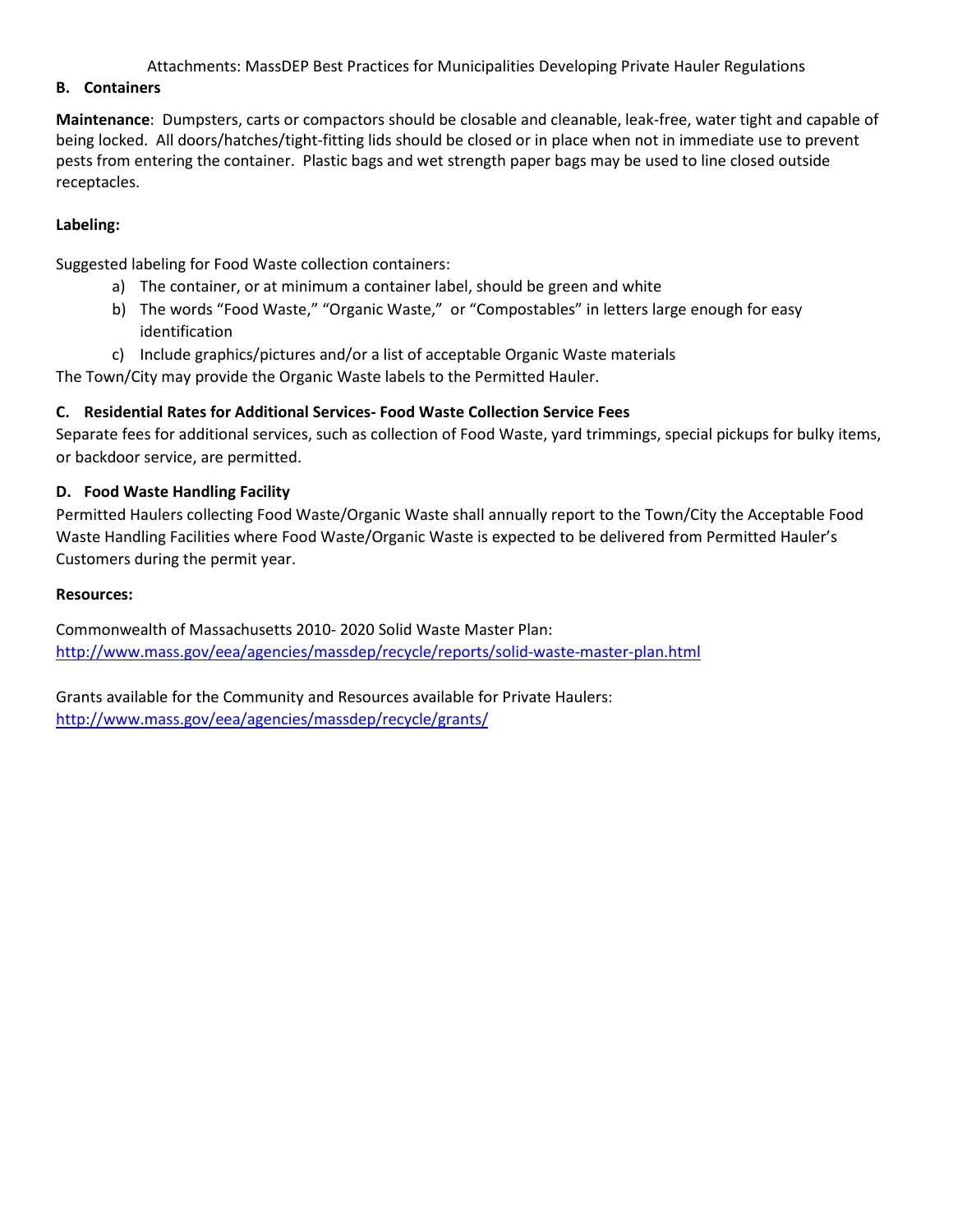**B. Containers**

**Maintenance**: Dumpsters, carts or compactors should be closable and cleanable, leak-free, water tight and capable of being locked. All doors/hatches/tight-fitting lids should be closed or in place when not in immediate use to prevent pests from entering the container. Plastic bags and wet strength paper bags may be used to line closed outside receptacles.

**Labeling:**

Suggested labeling for Food Waste collection containers:

a) The container, or at minimum a container label, should be green and white
b) The words "Food Waste," "Organic Waste," or "Compostables" in letters large enough for easy identification
c) Include graphics/pictures and/or a list of acceptable Organic Waste materials

The Town/City may provide the Organic Waste labels to the Permitted Hauler.

**C. Residential Rates for Additional Services- Food Waste Collection Service Fees**

Separate fees for additional services, such as collection of Food Waste, yard trimmings, special pickups for bulky items, or backdoor service, are permitted.

**D. Food Waste Handling Facility**

Permitted Haulers collecting Food Waste/Organic Waste shall annually report to the Town/City the Acceptable Food Waste Handling Facilities where Food Waste/Organic Waste is expected to be delivered from Permitted Hauler's Customers during the permit year.

**Resources:**

Commonwealth of Massachusetts 2010- 2020 Solid Waste Master Plan:
[http://www.mass.gov/eea/agencies/massdep/recycle/reports/solid-waste-master-plan.html](http://www.mass.gov/eea/agencies/massdep/recycle/reports/solid-waste-master-plan.html)

Grants available for the Community and Resources available for Private Haulers:
[http://www.mass.gov/eea/agencies/massdep/recycle/grants/](http://www.mass.gov/eea/agencies/massdep/recycle/grants/)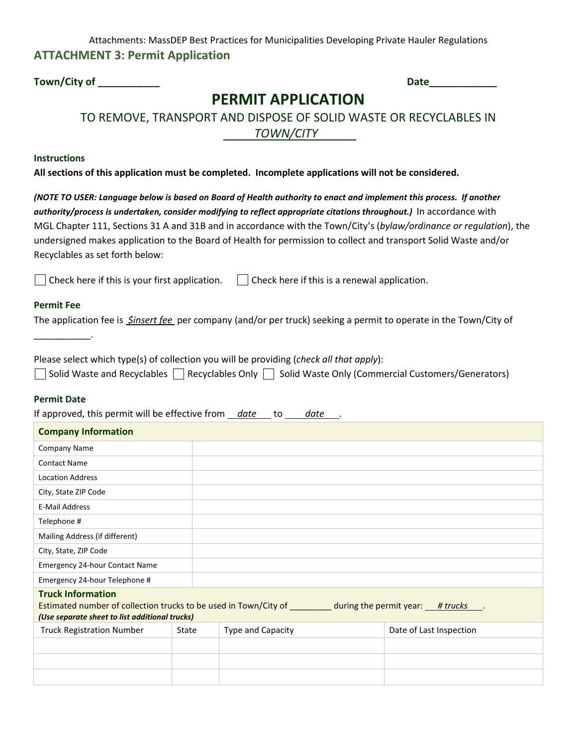## ATTACHMENT 3: Permit Application

**Town/City of ___________** **Date____________**

# PERMIT APPLICATION

TO REMOVE, TRANSPORT AND DISPOSE OF SOLID WASTE OR RECYCLABLES IN

*TOWN/CITY*

### Instructions

**All sections of this application must be completed. Incomplete applications will not be considered.**

***(NOTE TO USER: Language below is based on Board of Health authority to enact and implement this process. If another authority/process is undertaken, consider modifying to reflect appropriate citations throughout.)*** In accordance with MGL Chapter 111, Sections 31 A and 31B and in accordance with the Town/City's (*bylaw/ordinance or regulation*), the undersigned makes application to the Board of Health for permission to collect and transport Solid Waste and/or Recyclables as set forth below:

☐ Check here if this is your first application. ☐ Check here if this is a renewal application.

### Permit Fee

The application fee is *$insert fee* per company (and/or per truck) seeking a permit to operate in the Town/City of ___________.

Please select which type(s) of collection you will be providing (*check all that apply*):

☐ Solid Waste and Recyclables ☐ Recyclables Only ☐ Solid Waste Only (Commercial Customers/Generators)

### Permit Date

If approved, this permit will be effective from *date* to *date*.

| **Company Information** | |
|---|---|
| Company Name | |
| Contact Name | |
| Location Address | |
| City, State ZIP Code | |
| E-Mail Address | |
| Telephone # | |
| Mailing Address (if different) | |
| City, State, ZIP Code | |
| Emergency 24-hour Contact Name | |
| Emergency 24-hour Telephone # | |

**Truck Information**

Estimated number of collection trucks to be used in Town/City of _________ during the permit year: *# trucks*.

***(Use separate sheet to list additional trucks)***

| Truck Registration Number | State | Type and Capacity | Date of Last Inspection |
|---|---|---|---|
| | | | |
| | | | |
| | | | |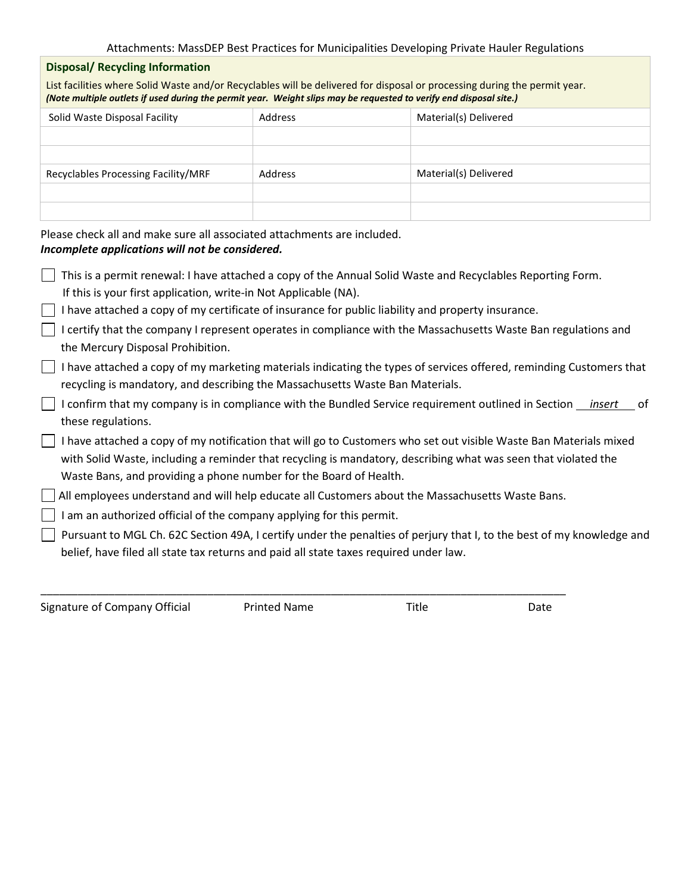## Disposal/ Recycling Information

List facilities where Solid Waste and/or Recyclables will be delivered for disposal or processing during the permit year.
***(Note multiple outlets if used during the permit year. Weight slips may be requested to verify end disposal site.)***

| Solid Waste Disposal Facility | Address | Material(s) Delivered |
|---|---|---|
| | | |
| | | |
| **Recyclables Processing Facility/MRF** | **Address** | **Material(s) Delivered** |
| | | |
| | | |

Please check all and make sure all associated attachments are included.
***Incomplete applications will not be considered.***

- ☐ This is a permit renewal: I have attached a copy of the Annual Solid Waste and Recyclables Reporting Form. If this is your first application, write-in Not Applicable (NA).
- ☐ I have attached a copy of my certificate of insurance for public liability and property insurance.
- ☐ I certify that the company I represent operates in compliance with the Massachusetts Waste Ban regulations and the Mercury Disposal Prohibition.
- ☐ I have attached a copy of my marketing materials indicating the types of services offered, reminding Customers that recycling is mandatory, and describing the Massachusetts Waste Ban Materials.
- ☐ I confirm that my company is in compliance with the Bundled Service requirement outlined in Section ___*insert*___ of these regulations.
- ☐ I have attached a copy of my notification that will go to Customers who set out visible Waste Ban Materials mixed with Solid Waste, including a reminder that recycling is mandatory, describing what was seen that violated the Waste Bans, and providing a phone number for the Board of Health.
- ☐ All employees understand and will help educate all Customers about the Massachusetts Waste Bans.
- ☐ I am an authorized official of the company applying for this permit.
- ☐ Pursuant to MGL Ch. 62C Section 49A, I certify under the penalties of perjury that I, to the best of my knowledge and belief, have filed all state tax returns and paid all state taxes required under law.

_______________________________________________________________________________

Signature of Company Official    Printed Name    Title    Date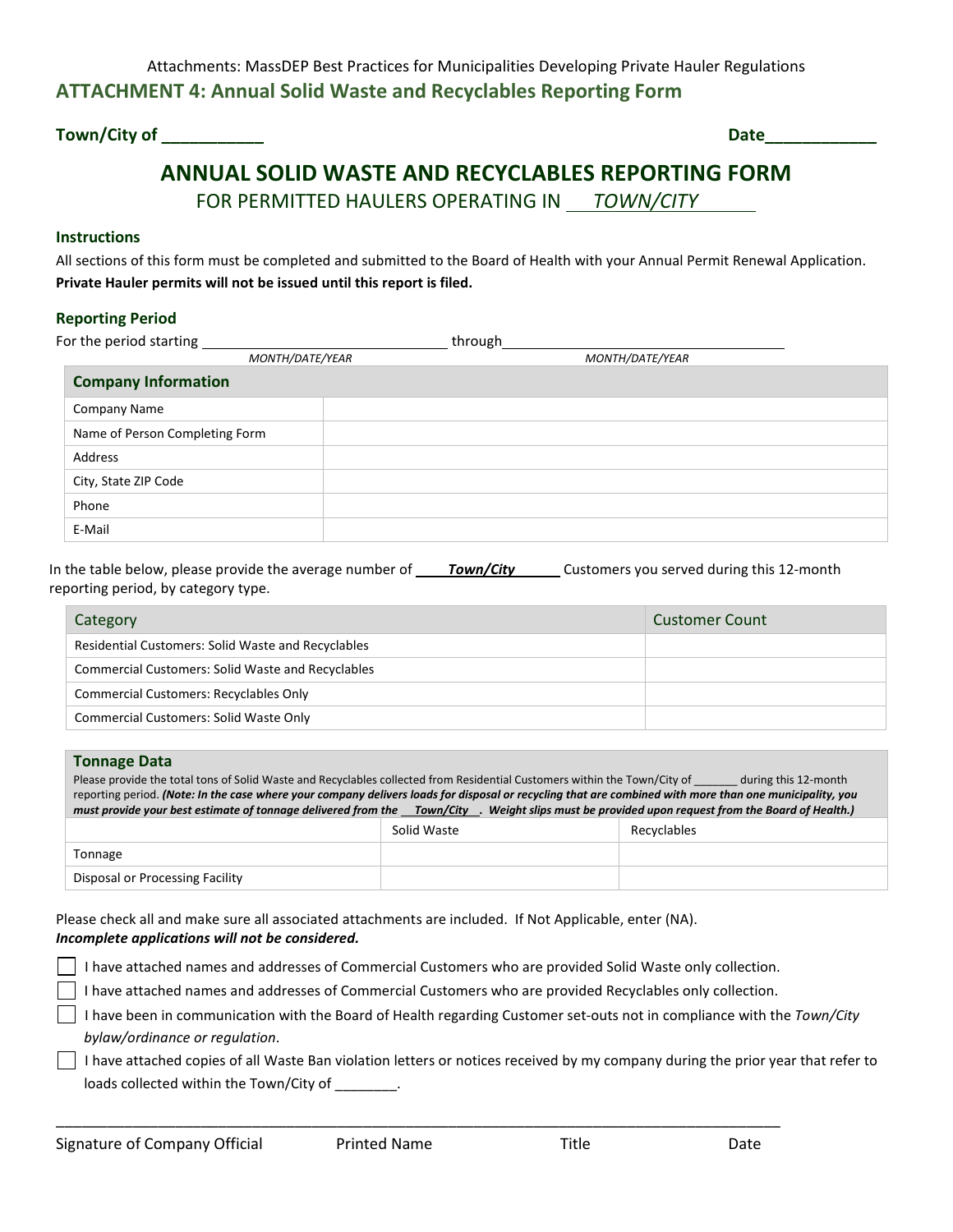Attachments: MassDEP Best Practices for Municipalities Developing Private Hauler Regulations

## ATTACHMENT 4: Annual Solid Waste and Recyclables Reporting Form

**Town/City of \_\_\_\_\_\_\_\_\_\_\_** **Date\_\_\_\_\_\_\_\_\_\_\_\_**

# ANNUAL SOLID WASTE AND RECYCLABLES REPORTING FORM

FOR PERMITTED HAULERS OPERATING IN *TOWN/CITY*

### Instructions

All sections of this form must be completed and submitted to the Board of Health with your Annual Permit Renewal Application. **Private Hauler permits will not be issued until this report is filed.**

### Reporting Period

For the period starting \_\_\_\_\_\_\_\_\_\_\_\_\_\_\_\_\_\_\_\_\_\_\_\_\_ through \_\_\_\_\_\_\_\_\_\_\_\_\_\_\_\_\_\_\_\_\_\_\_\_\_\_\_\_\_\_

MONTH/DATE/YEAR MONTH/DATE/YEAR

| Company Information | |
|---|---|
| Company Name | |
| Name of Person Completing Form | |
| Address | |
| City, State ZIP Code | |
| Phone | |
| E-Mail | |

In the table below, please provide the average number of ***Town/City*** Customers you served during this 12-month reporting period, by category type.

| Category | Customer Count |
|---|---|
| Residential Customers: Solid Waste and Recyclables | |
| Commercial Customers: Solid Waste and Recyclables | |
| Commercial Customers: Recyclables Only | |
| Commercial Customers: Solid Waste Only | |

**Tonnage Data**

Please provide the total tons of Solid Waste and Recyclables collected from Residential Customers within the Town/City of \_\_\_\_\_\_\_ during this 12-month reporting period. ***(Note: In the case where your company delivers loads for disposal or recycling that are combined with more than one municipality, you must provide your best estimate of tonnage delivered from the Town/City . Weight slips must be provided upon request from the Board of Health.)***

| | Solid Waste | Recyclables |
|---|---|---|
| Tonnage | | |
| Disposal or Processing Facility | | |

Please check all and make sure all associated attachments are included. If Not Applicable, enter (NA).
***Incomplete applications will not be considered.***

- ☐ I have attached names and addresses of Commercial Customers who are provided Solid Waste only collection.
- ☐ I have attached names and addresses of Commercial Customers who are provided Recyclables only collection.
- ☐ I have been in communication with the Board of Health regarding Customer set-outs not in compliance with the *Town/City bylaw/ordinance or regulation*.
- ☐ I have attached copies of all Waste Ban violation letters or notices received by my company during the prior year that refer to loads collected within the Town/City of \_\_\_\_\_\_\_\_.

\_\_\_\_\_\_\_\_\_\_\_\_\_\_\_\_\_\_\_\_\_\_\_\_\_\_\_\_\_\_\_\_\_\_\_\_\_\_\_\_\_\_\_\_\_\_\_\_\_\_\_\_\_\_\_\_\_\_\_\_\_\_\_\_\_\_\_\_\_\_\_\_\_\_\_\_

Signature of Company Official Printed Name Title Date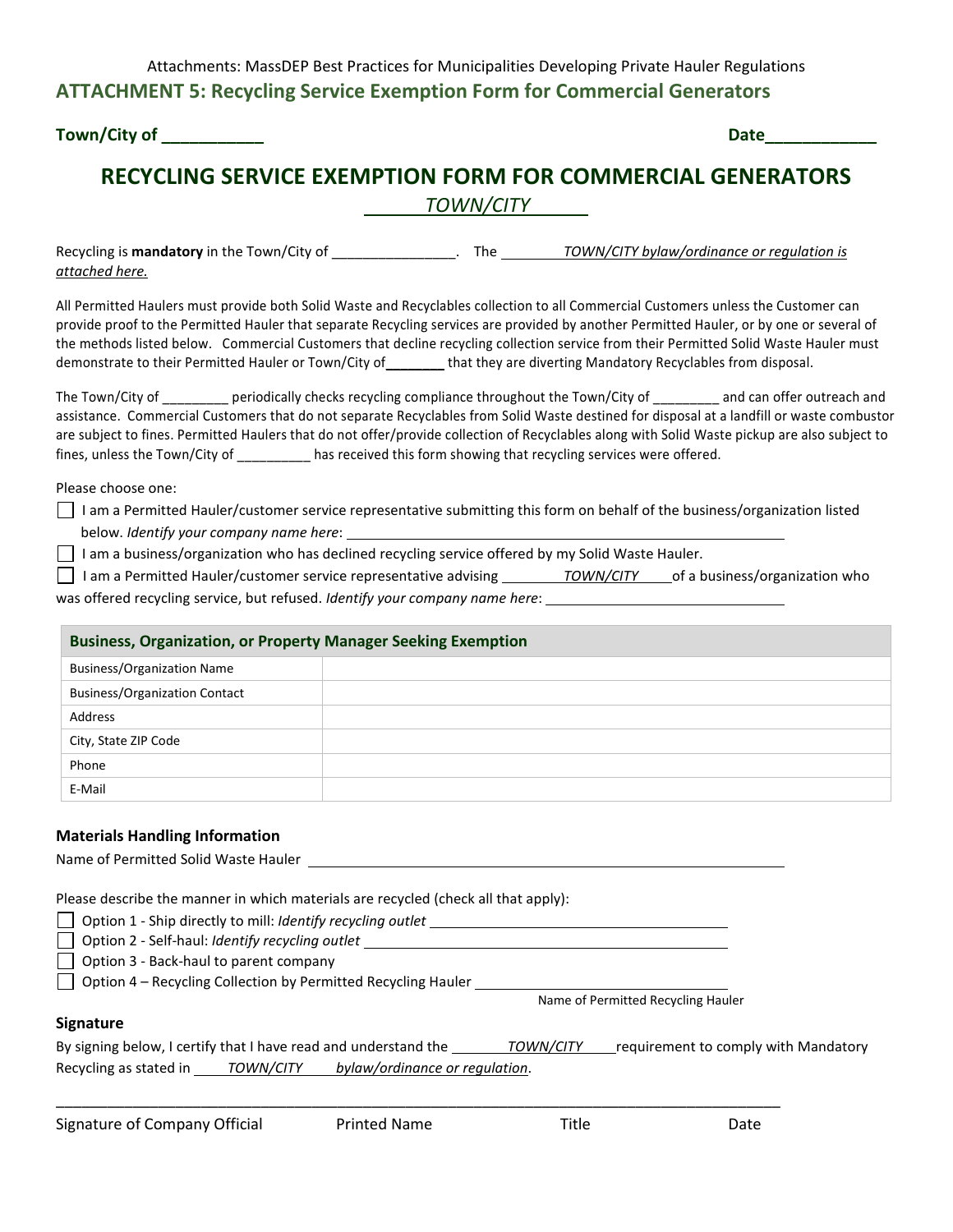Attachments: MassDEP Best Practices for Municipalities Developing Private Hauler Regulations

## ATTACHMENT 5: Recycling Service Exemption Form for Commercial Generators

**Town/City of ___________** **Date____________**

# RECYCLING SERVICE EXEMPTION FORM FOR COMMERCIAL GENERATORS

*TOWN/CITY*

Recycling is **mandatory** in the Town/City of ________________. The *TOWN/CITY bylaw/ordinance or regulation is attached here.*

All Permitted Haulers must provide both Solid Waste and Recyclables collection to all Commercial Customers unless the Customer can provide proof to the Permitted Hauler that separate Recycling services are provided by another Permitted Hauler, or by one or several of the methods listed below. Commercial Customers that decline recycling collection service from their Permitted Solid Waste Hauler must demonstrate to their Permitted Hauler or Town/City of________ that they are diverting Mandatory Recyclables from disposal.

The Town/City of _________ periodically checks recycling compliance throughout the Town/City of _________ and can offer outreach and assistance. Commercial Customers that do not separate Recyclables from Solid Waste destined for disposal at a landfill or waste combustor are subject to fines. Permitted Haulers that do not offer/provide collection of Recyclables along with Solid Waste pickup are also subject to fines, unless the Town/City of __________ has received this form showing that recycling services were offered.

Please choose one:

- ☐ I am a Permitted Hauler/customer service representative submitting this form on behalf of the business/organization listed below. *Identify your company name here*: ________________________________
- ☐ I am a business/organization who has declined recycling service offered by my Solid Waste Hauler.
- ☐ I am a Permitted Hauler/customer service representative advising *TOWN/CITY* of a business/organization who was offered recycling service, but refused. *Identify your company name here*: ________________________________

| Business, Organization, or Property Manager Seeking Exemption | |
|---|---|
| Business/Organization Name | |
| Business/Organization Contact | |
| Address | |
| City, State ZIP Code | |
| Phone | |
| E-Mail | |

### Materials Handling Information

Name of Permitted Solid Waste Hauler ________________________________

Please describe the manner in which materials are recycled (check all that apply):

- ☐ Option 1 - Ship directly to mill: *Identify recycling outlet* ________________________________
- ☐ Option 2 - Self-haul: *Identify recycling outlet* ________________________________
- ☐ Option 3 - Back-haul to parent company
- ☐ Option 4 – Recycling Collection by Permitted Recycling Hauler ________________________________
  Name of Permitted Recycling Hauler

### Signature

By signing below, I certify that I have read and understand the *TOWN/CITY* requirement to comply with Mandatory Recycling as stated in *TOWN/CITY bylaw/ordinance or regulation*.

________________________________________________________________________________

Signature of Company Official Printed Name Title Date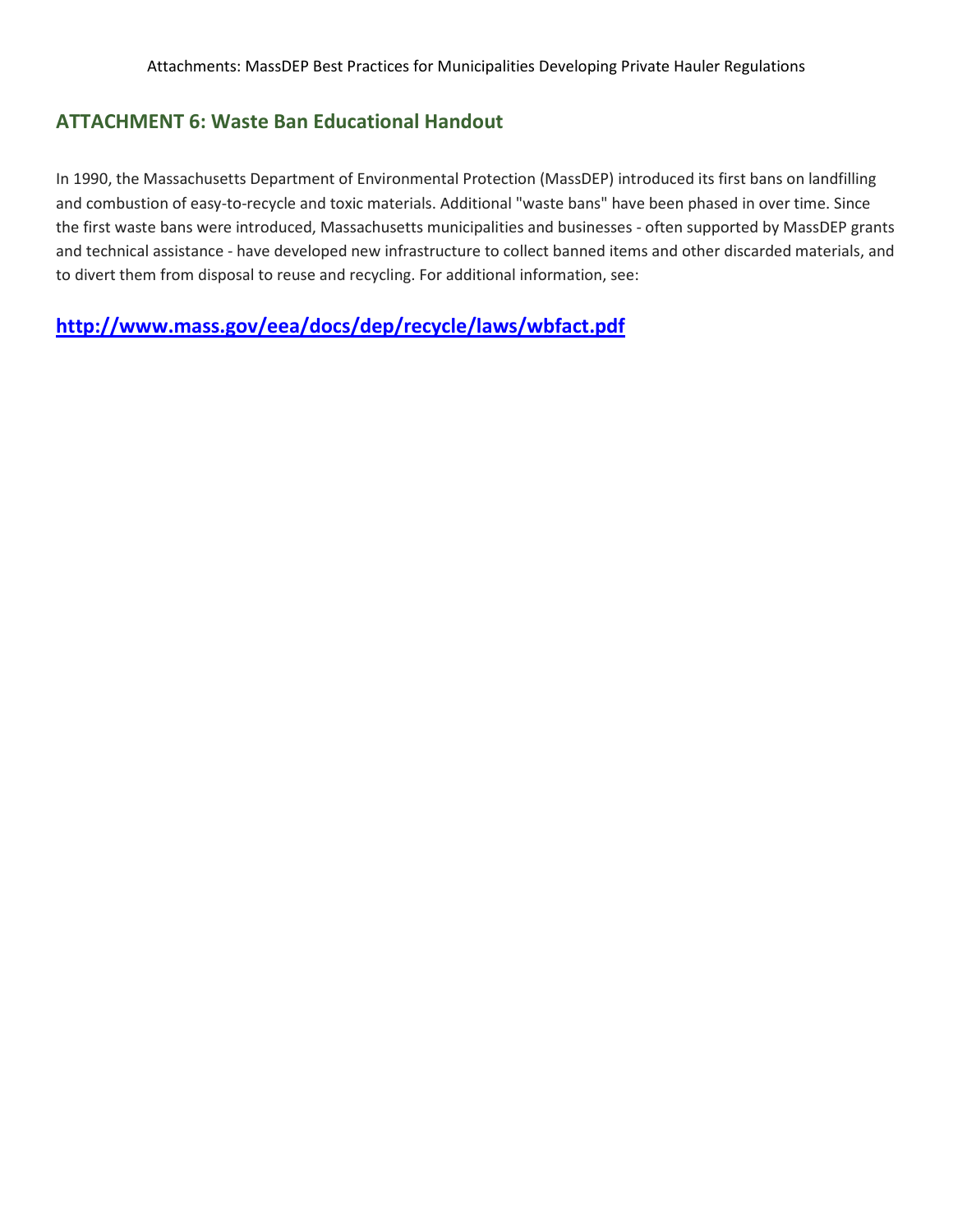## ATTACHMENT 6: Waste Ban Educational Handout

In 1990, the Massachusetts Department of Environmental Protection (MassDEP) introduced its first bans on landfilling and combustion of easy-to-recycle and toxic materials. Additional "waste bans" have been phased in over time. Since the first waste bans were introduced, Massachusetts municipalities and businesses - often supported by MassDEP grants and technical assistance - have developed new infrastructure to collect banned items and other discarded materials, and to divert them from disposal to reuse and recycling. For additional information, see:

**http://www.mass.gov/eea/docs/dep/recycle/laws/wbfact.pdf**